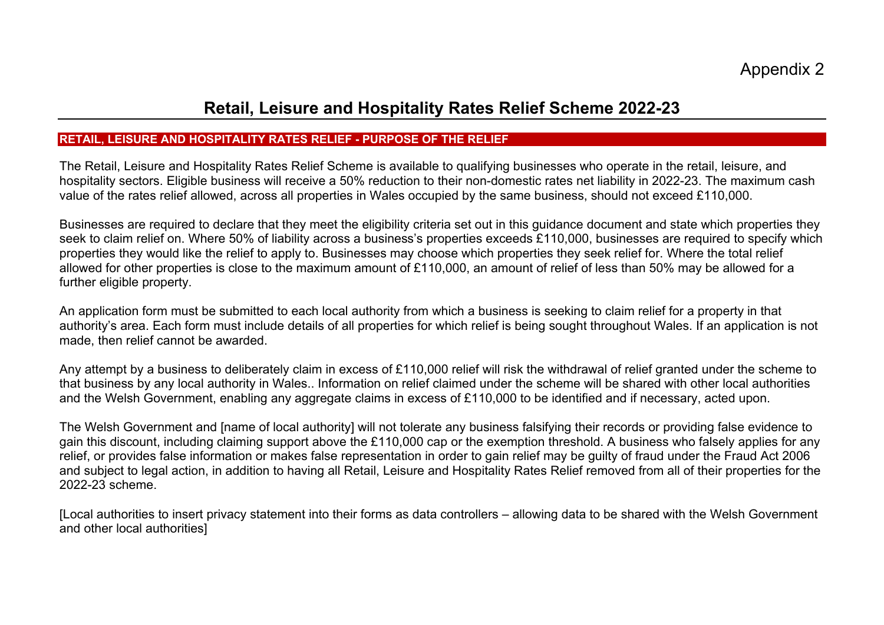Appendix 2

# Retail, Leisure and Hospitality Rates Relief Scheme 2022-23

## RETAIL, LEISURE AND HOSPITALITY RATES RELIEF - PURPOSE OF THE RELIEF

The Retail, Leisure and Hospitality Rates Relief Scheme is available to qualifying businesses who operate in the retail, leisure, and hospitality sectors. Eligible business will receive a 50% reduction to their non-domestic rates net liability in 2022-23. The maximum cash value of the rates relief allowed, across all properties in Wales occupied by the same business, should not exceed £110,000.

Businesses are required to declare that they meet the eligibility criteria set out in this guidance document and state which properties they seek to claim relief on. Where 50% of liability across a business's properties exceeds £110,000, businesses are required to specify which properties they would like the relief to apply to. Businesses may choose which properties they seek relief for. Where the total relief allowed for other properties is close to the maximum amount of £110,000, an amount of relief of less than 50% may be allowed for a further eligible property.

An application form must be submitted to each local authority from which a business is seeking to claim relief for a property in that authority's area. Each form must include details of all properties for which relief is being sought throughout Wales. If an application is not made, then relief cannot be awarded.

Any attempt by a business to deliberately claim in excess of £110,000 relief will risk the withdrawal of relief granted under the scheme to that business by any local authority in Wales.. Information on relief claimed under the scheme will be shared with other local authorities and the Welsh Government, enabling any aggregate claims in excess of £110,000 to be identified and if necessary, acted upon.

The Welsh Government and [name of local authority] will not tolerate any business falsifying their records or providing false evidence to gain this discount, including claiming support above the £110,000 cap or the exemption threshold. A business who falsely applies for any relief, or provides false information or makes false representation in order to gain relief may be guilty of fraud under the Fraud Act 2006 and subject to legal action, in addition to having all Retail, Leisure and Hospitality Rates Relief removed from all of their properties for the 2022-23 scheme.

[Local authorities to insert privacy statement into their forms as data controllers – allowing data to be shared with the Welsh Government and other local authorities]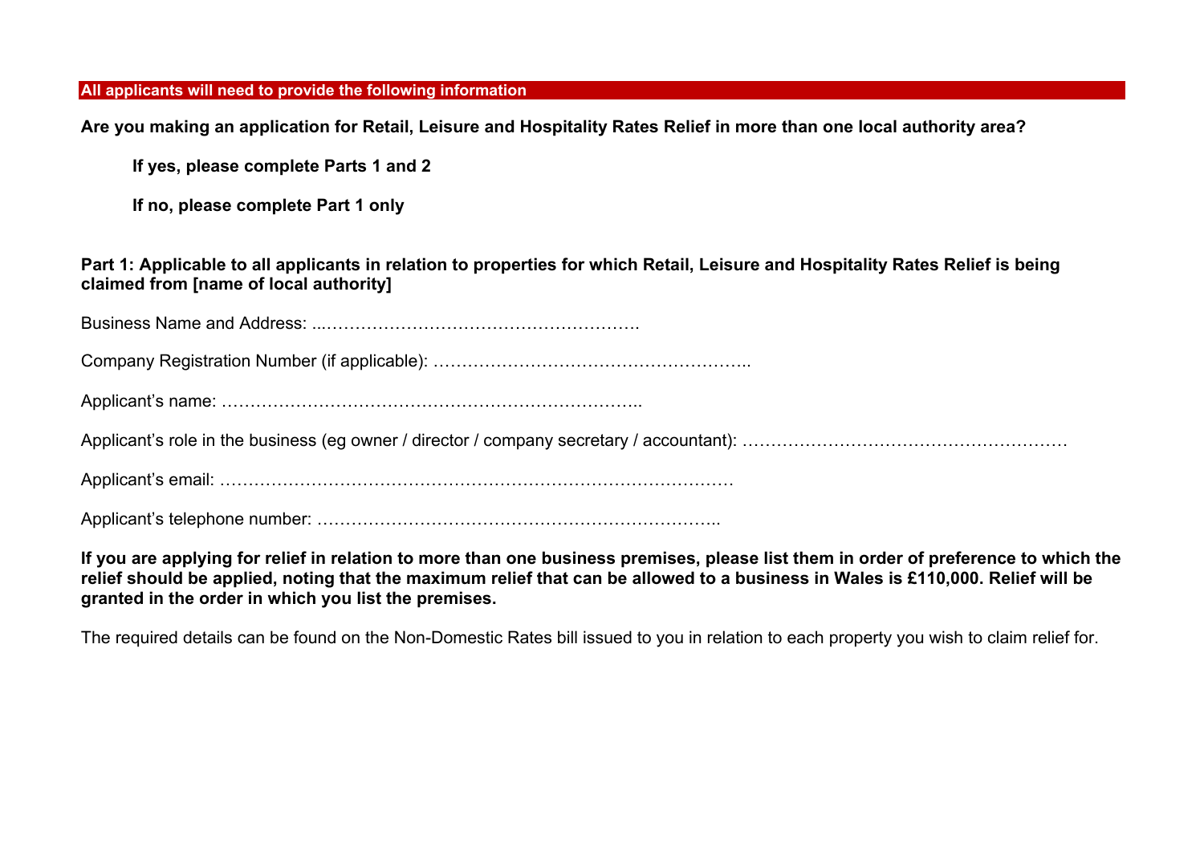**All applicants will need to provide the following information**

**Are you making an application for Retail, Leisure and Hospitality Rates Relief in more than one local authority area?**

**If yes, please complete Parts 1 and 2**

**If no, please complete Part 1 only**

**Part 1: Applicable to all applicants in relation to properties for which Retail, Leisure and Hospitality Rates Relief is being claimed from [name of local authority]**

Business Name and Address: ...……………………………………………….

Company Registration Number (if applicable): ………………………………………………..

Applicant's name: ………………………………………………………………..

Applicant's role in the business (eg owner / director / company secretary / accountant): …………………………………………………

Applicant's email: ………………………………………………………………………………

Applicant's telephone number: ……………………………………………………………..

**If you are applying for relief in relation to more than one business premises, please list them in order of preference to which the relief should be applied, noting that the maximum relief that can be allowed to a business in Wales is £110,000. Relief will be granted in the order in which you list the premises.**

The required details can be found on the Non-Domestic Rates bill issued to you in relation to each property you wish to claim relief for.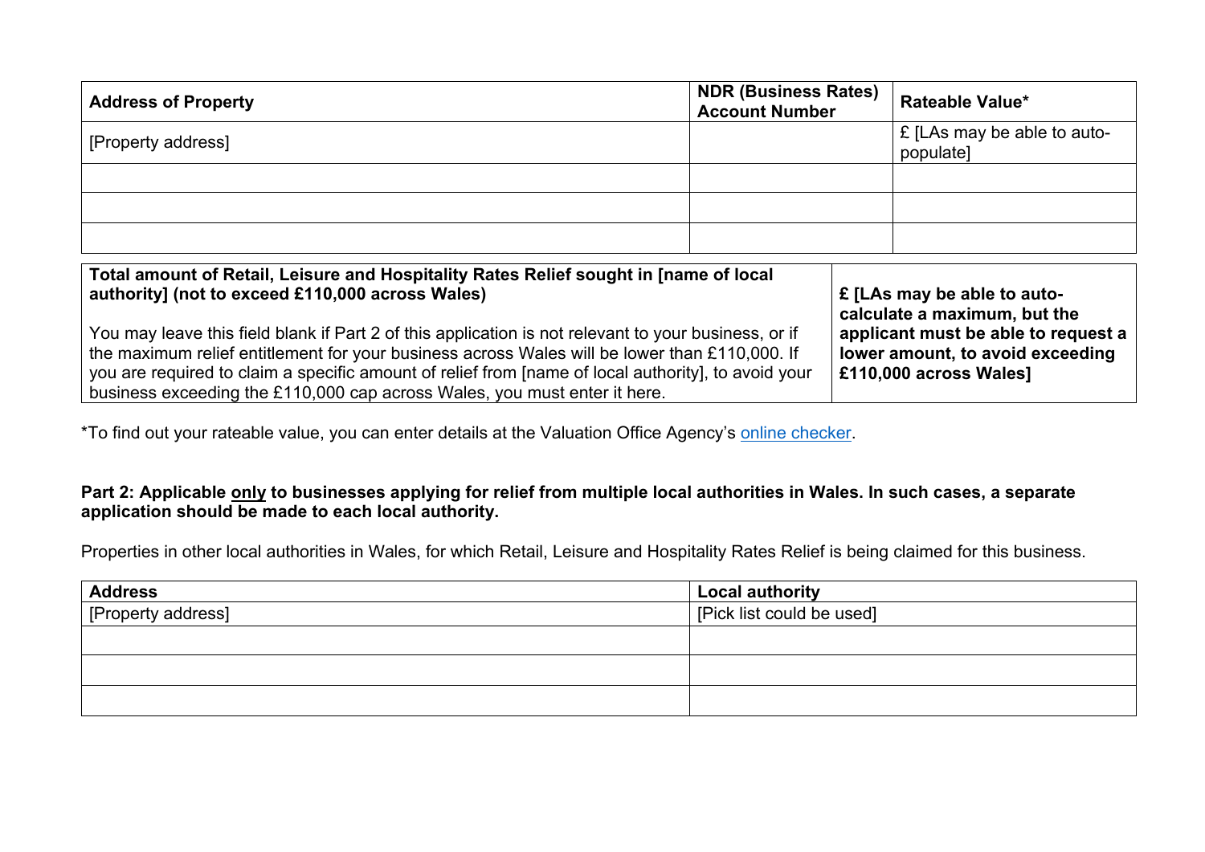| Address of Property | NDR (Business Rates) Account Number | Rateable Value* |
|---|---|---|
| [Property address] | | £ [LAs may be able to auto-populate] |
| | | |
| | | |
| | | |

| **Total amount of Retail, Leisure and Hospitality Rates Relief sought in [name of local authority] (not to exceed £110,000 across Wales)**<br><br>You may leave this field blank if Part 2 of this application is not relevant to your business, or if the maximum relief entitlement for your business across Wales will be lower than £110,000. If you are required to claim a specific amount of relief from [name of local authority], to avoid your business exceeding the £110,000 cap across Wales, you must enter it here. | **£ [LAs may be able to auto-calculate a maximum, but the applicant must be able to request a lower amount, to avoid exceeding £110,000 across Wales]** |
|---|---|

*To find out your rateable value, you can enter details at the Valuation Office Agency's online checker.

**Part 2: Applicable only to businesses applying for relief from multiple local authorities in Wales. In such cases, a separate application should be made to each local authority.**

Properties in other local authorities in Wales, for which Retail, Leisure and Hospitality Rates Relief is being claimed for this business.

| Address | Local authority |
|---|---|
| [Property address] | [Pick list could be used] |
| | |
| | |
| | |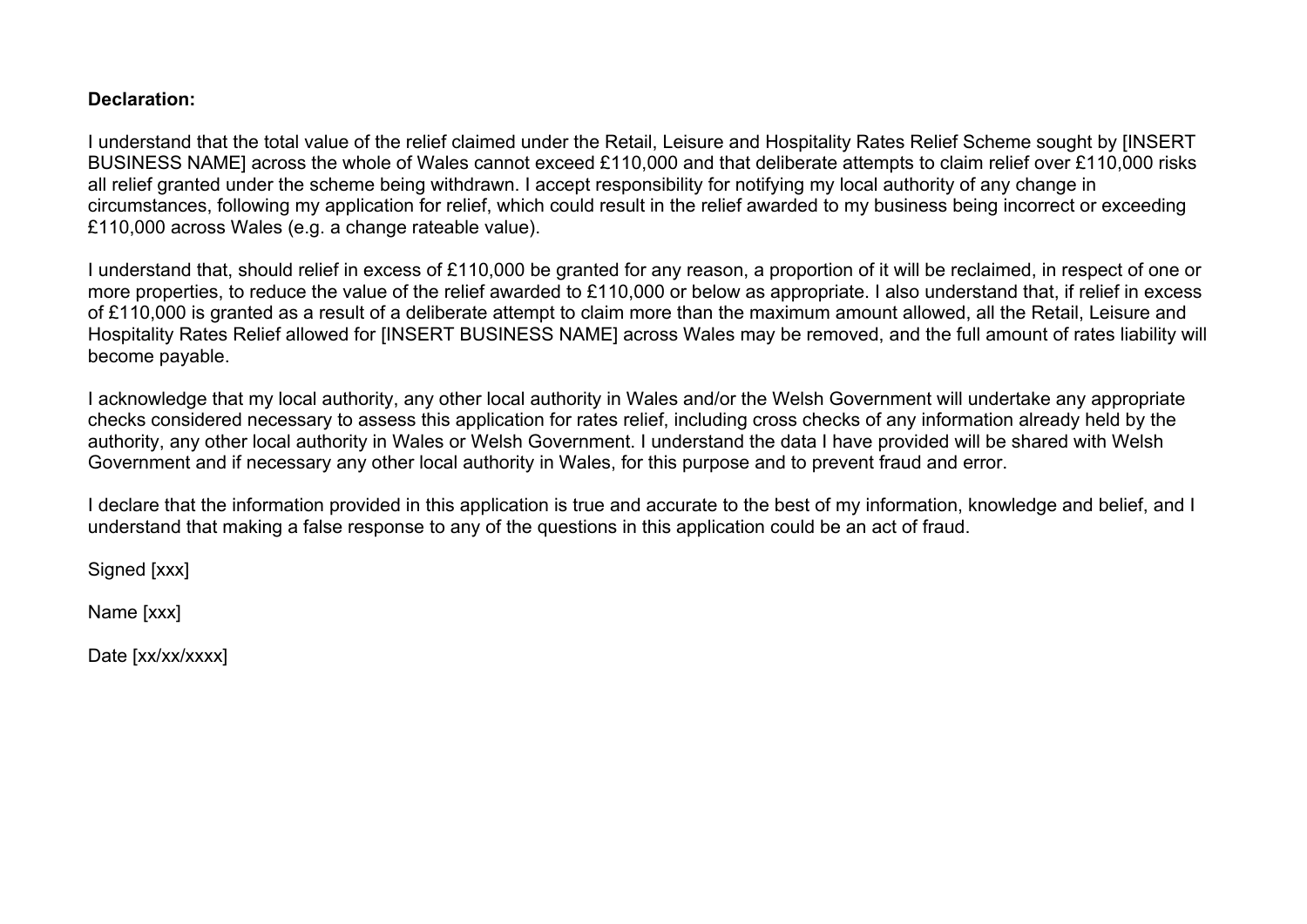**Declaration:**

I understand that the total value of the relief claimed under the Retail, Leisure and Hospitality Rates Relief Scheme sought by [INSERT BUSINESS NAME] across the whole of Wales cannot exceed £110,000 and that deliberate attempts to claim relief over £110,000 risks all relief granted under the scheme being withdrawn. I accept responsibility for notifying my local authority of any change in circumstances, following my application for relief, which could result in the relief awarded to my business being incorrect or exceeding £110,000 across Wales (e.g. a change rateable value).

I understand that, should relief in excess of £110,000 be granted for any reason, a proportion of it will be reclaimed, in respect of one or more properties, to reduce the value of the relief awarded to £110,000 or below as appropriate. I also understand that, if relief in excess of £110,000 is granted as a result of a deliberate attempt to claim more than the maximum amount allowed, all the Retail, Leisure and Hospitality Rates Relief allowed for [INSERT BUSINESS NAME] across Wales may be removed, and the full amount of rates liability will become payable.

I acknowledge that my local authority, any other local authority in Wales and/or the Welsh Government will undertake any appropriate checks considered necessary to assess this application for rates relief, including cross checks of any information already held by the authority, any other local authority in Wales or Welsh Government. I understand the data I have provided will be shared with Welsh Government and if necessary any other local authority in Wales, for this purpose and to prevent fraud and error.

I declare that the information provided in this application is true and accurate to the best of my information, knowledge and belief, and I understand that making a false response to any of the questions in this application could be an act of fraud.

Signed [xxx]

Name [xxx]

Date [xx/xx/xxxx]